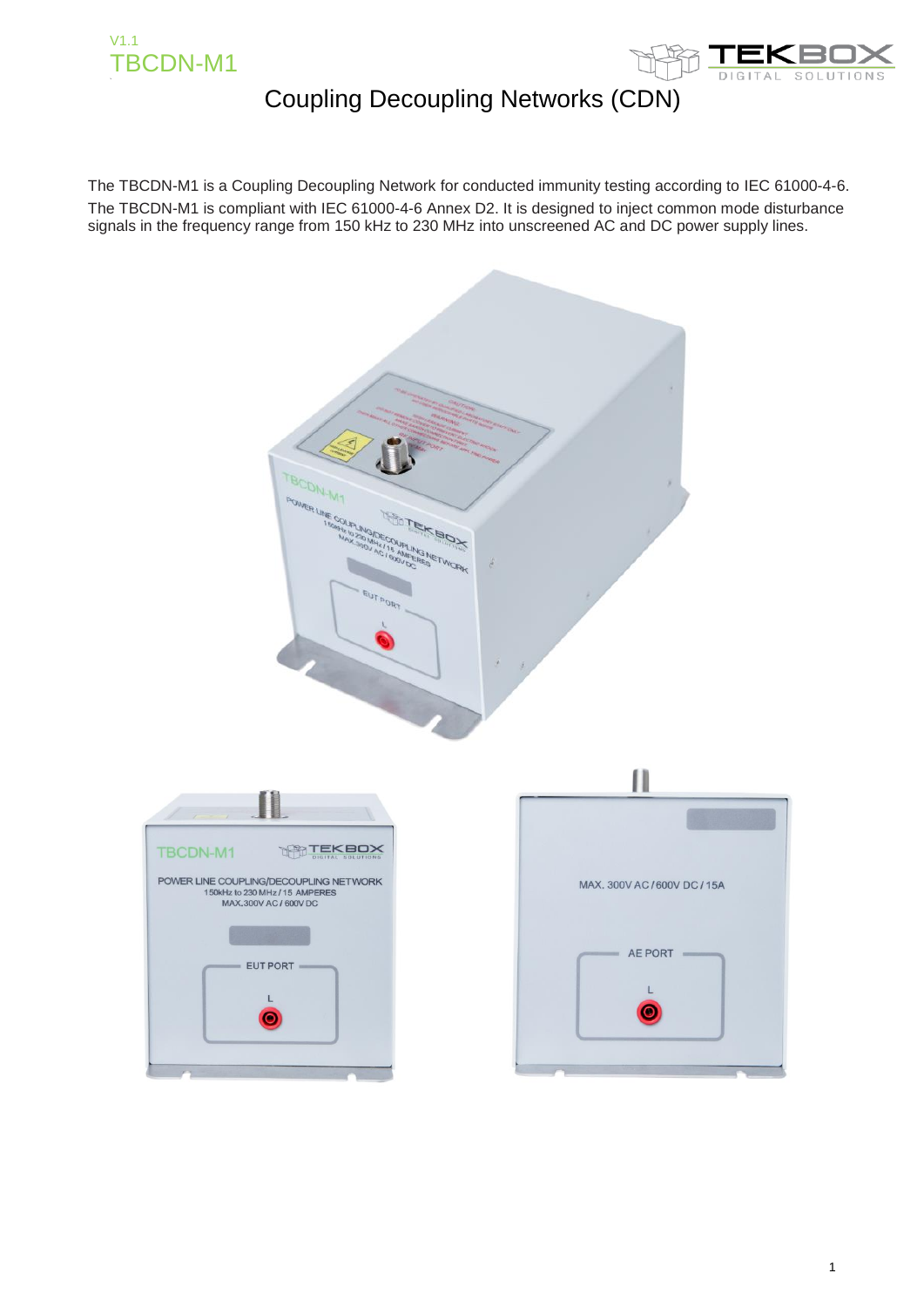V1.1
TBCDN-M1

# Coupling Decoupling Networks (CDN)

The TBCDN-M1 is a Coupling Decoupling Network for conducted immunity testing according to IEC 61000-4-6.
The TBCDN-M1 is compliant with IEC 61000-4-6 Annex D2. It is designed to inject common mode disturbance signals in the frequency range from 150 kHz to 230 MHz into unscreened AC and DC power supply lines.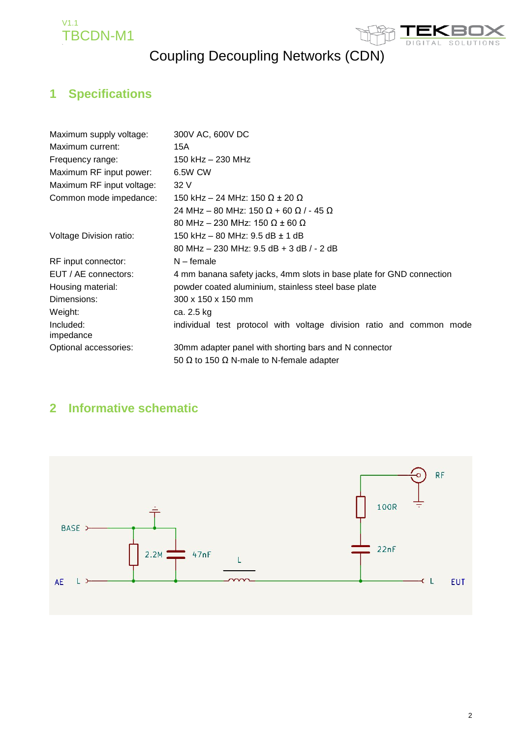# Coupling Decoupling Networks (CDN)

## 1 Specifications

| | |
|---|---|
| Maximum supply voltage: | 300V AC, 600V DC |
| Maximum current: | 15A |
| Frequency range: | 150 kHz – 230 MHz |
| Maximum RF input power: | 6.5W CW |
| Maximum RF input voltage: | 32 V |
| Common mode impedance: | 150 kHz – 24 MHz: 150 Ω ± 20 Ω |
| | 24 MHz – 80 MHz: 150 Ω + 60 Ω / - 45 Ω |
| | 80 MHz – 230 MHz: 150 Ω ± 60 Ω |
| Voltage Division ratio: | 150 kHz – 80 MHz: 9.5 dB ± 1 dB |
| | 80 MHz – 230 MHz: 9.5 dB + 3 dB / - 2 dB |
| RF input connector: | N – female |
| EUT / AE connectors: | 4 mm banana safety jacks, 4mm slots in base plate for GND connection |
| Housing material: | powder coated aluminium, stainless steel base plate |
| Dimensions: | 300 x 150 x 150 mm |
| Weight: | ca. 2.5 kg |
| Included: | individual test protocol with voltage division ratio and common mode impedance |
| Optional accessories: | 30mm adapter panel with shorting bars and N connector |
| | 50 Ω to 150 Ω N-male to N-female adapter |

## 2 Informative schematic

BASE, AE L, 2.2M, 47nF, L, 100R, 22nF, RF, L EUT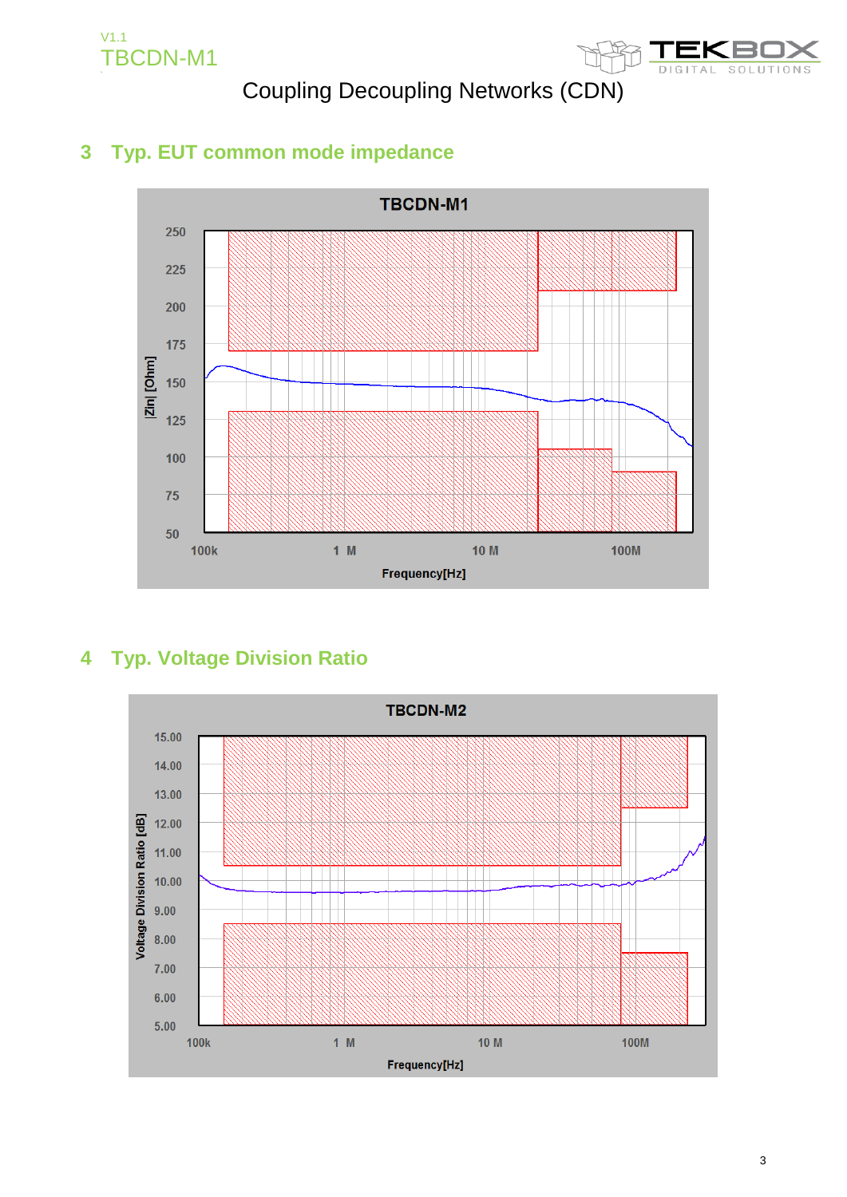## 3 Typ. EUT common mode impedance

TBCDN-M1

|Zin| [Ohm]

250
225
200
175
150
125
100
75
50

100k 1 M 10 M 100M

Frequency[Hz]

## 4 Typ. Voltage Division Ratio

TBCDN-M2

Voltage Division Ratio [dB]

15.00
14.00
13.00
12.00
11.00
10.00
9.00
8.00
7.00
6.00
5.00

100k 1 M 10 M 100M

Frequency[Hz]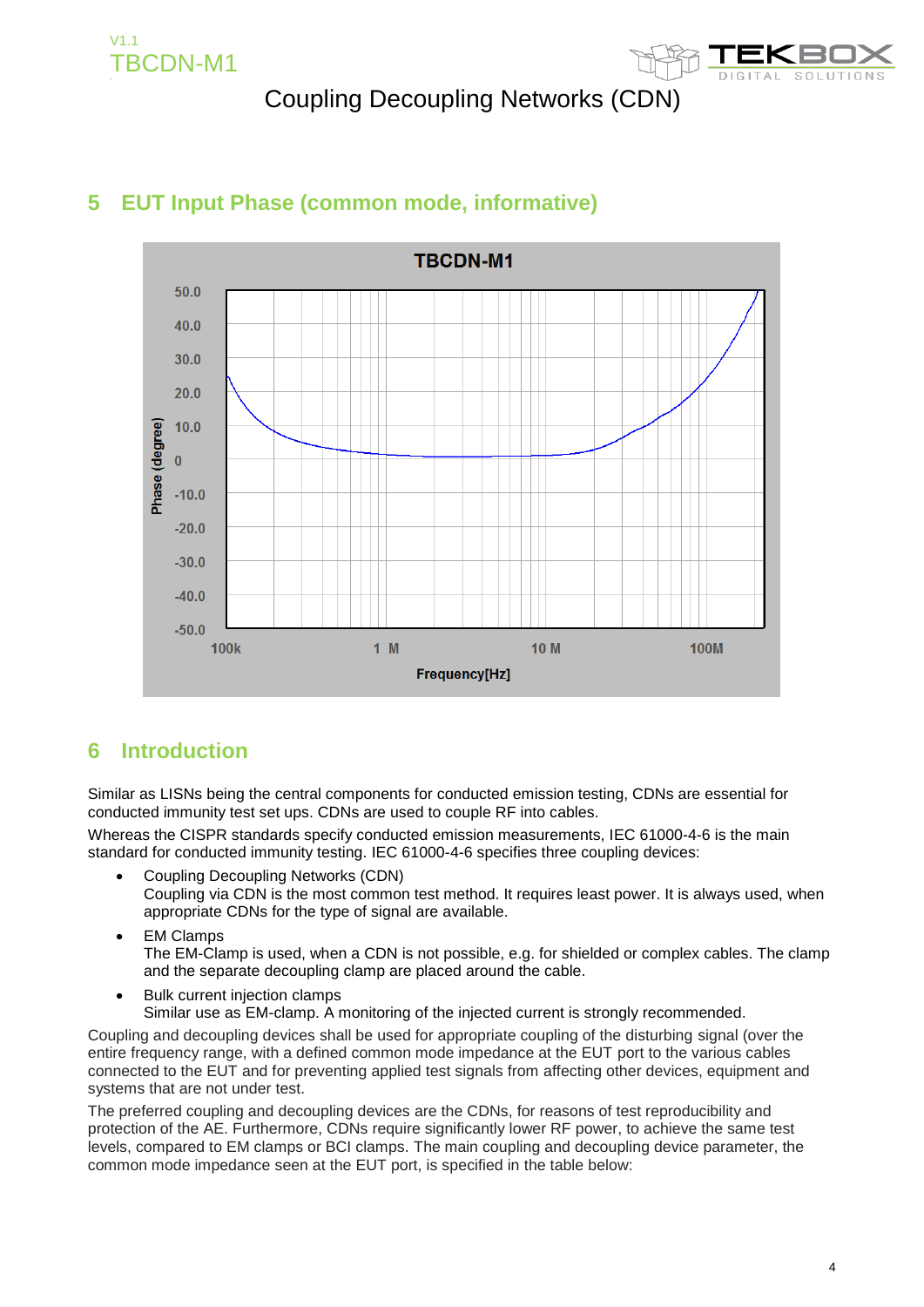## 5 EUT Input Phase (common mode, informative)

## 6 Introduction

Similar as LISNs being the central components for conducted emission testing, CDNs are essential for conducted immunity test set ups. CDNs are used to couple RF into cables.

Whereas the CISPR standards specify conducted emission measurements, IEC 61000-4-6 is the main standard for conducted immunity testing. IEC 61000-4-6 specifies three coupling devices:

- Coupling Decoupling Networks (CDN)
  Coupling via CDN is the most common test method. It requires least power. It is always used, when appropriate CDNs for the type of signal are available.
- EM Clamps
  The EM-Clamp is used, when a CDN is not possible, e.g. for shielded or complex cables. The clamp and the separate decoupling clamp are placed around the cable.
- Bulk current injection clamps
  Similar use as EM-clamp. A monitoring of the injected current is strongly recommended.

Coupling and decoupling devices shall be used for appropriate coupling of the disturbing signal (over the entire frequency range, with a defined common mode impedance at the EUT port to the various cables connected to the EUT and for preventing applied test signals from affecting other devices, equipment and systems that are not under test.

The preferred coupling and decoupling devices are the CDNs, for reasons of test reproducibility and protection of the AE. Furthermore, CDNs require significantly lower RF power, to achieve the same test levels, compared to EM clamps or BCI clamps. The main coupling and decoupling device parameter, the common mode impedance seen at the EUT port, is specified in the table below: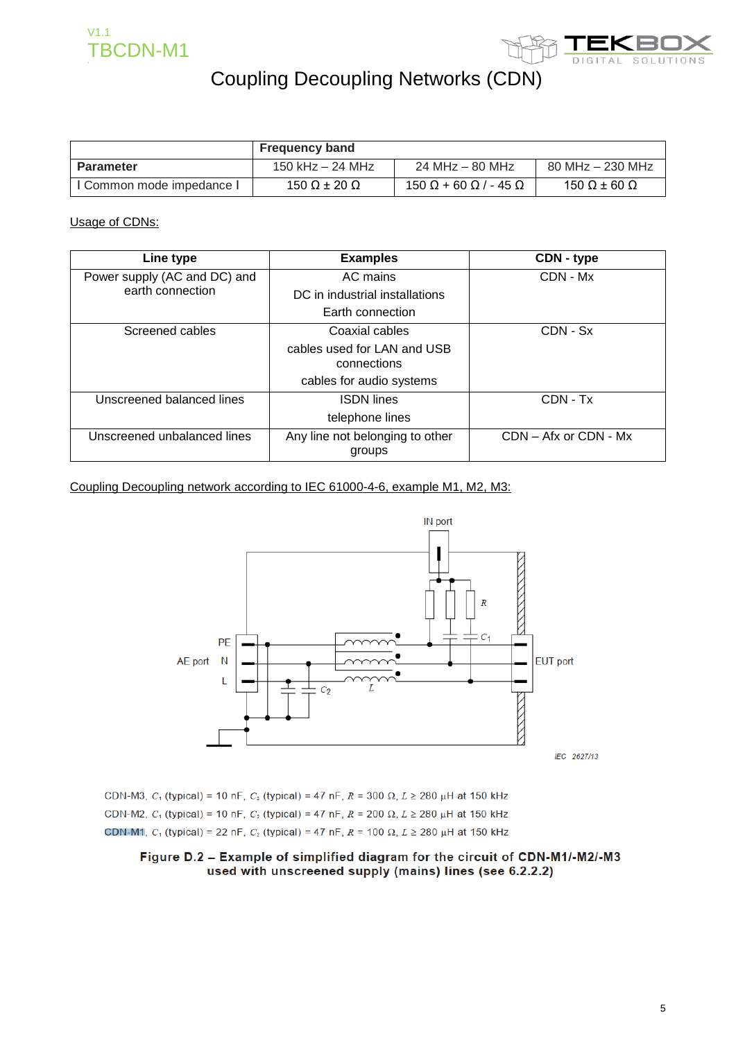# Coupling Decoupling Networks (CDN)

| | Frequency band | | |
|---|---|---|---|
| **Parameter** | 150 kHz – 24 MHz | 24 MHz – 80 MHz | 80 MHz – 230 MHz |
| I Common mode impedance I | 150 Ω ± 20 Ω | 150 Ω + 60 Ω / - 45 Ω | 150 Ω ± 60 Ω |

Usage of CDNs:

| Line type | Examples | CDN - type |
|---|---|---|
| Power supply (AC and DC) and earth connection | AC mains<br>DC in industrial installations<br>Earth connection | CDN - Mx |
| Screened cables | Coaxial cables<br>cables used for LAN and USB connections<br>cables for audio systems | CDN - Sx |
| Unscreened balanced lines | ISDN lines<br>telephone lines | CDN - Tx |
| Unscreened unbalanced lines | Any line not belonging to other groups | CDN – Afx or CDN - Mx |

Coupling Decoupling network according to IEC 61000-4-6, example M1, M2, M3:

IN port

AE port PE N L

EUT port

IEC 2627/13

CDN-M3, $C_1$ (typical) = 10 nF, $C_2$ (typical) = 47 nF, $R$ = 300 Ω, $L$ ≥ 280 µH at 150 kHz

CDN-M2, $C_1$ (typical) = 10 nF, $C_2$ (typical) = 47 nF, $R$ = 200 Ω, $L$ ≥ 280 µH at 150 kHz

CDN-M1, $C_1$ (typical) = 22 nF, $C_2$ (typical) = 47 nF, $R$ = 100 Ω, $L$ ≥ 280 µH at 150 kHz

**Figure D.2 – Example of simplified diagram for the circuit of CDN-M1/-M2/-M3 used with unscreened supply (mains) lines (see 6.2.2.2)**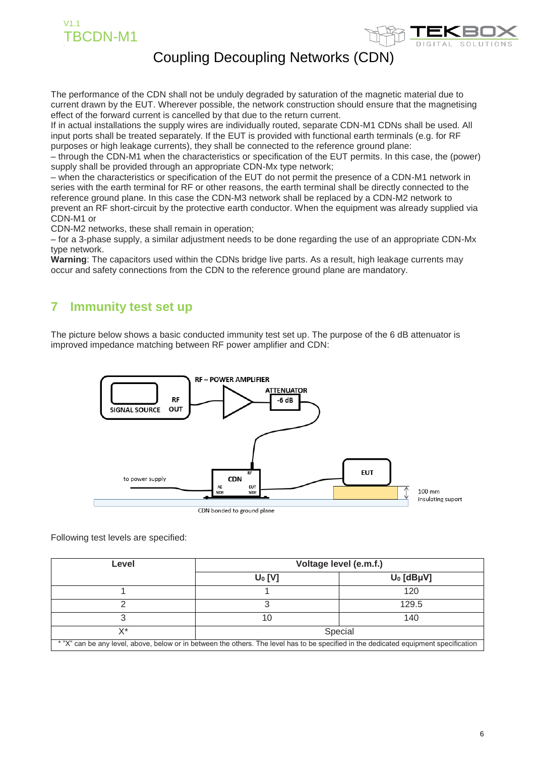The performance of the CDN shall not be unduly degraded by saturation of the magnetic material due to current drawn by the EUT. Wherever possible, the network construction should ensure that the magnetising effect of the forward current is cancelled by that due to the return current.
If in actual installations the supply wires are individually routed, separate CDN-M1 CDNs shall be used. All input ports shall be treated separately. If the EUT is provided with functional earth terminals (e.g. for RF purposes or high leakage currents), they shall be connected to the reference ground plane:
– through the CDN-M1 when the characteristics or specification of the EUT permits. In this case, the (power) supply shall be provided through an appropriate CDN-Mx type network;
– when the characteristics or specification of the EUT do not permit the presence of a CDN-M1 network in series with the earth terminal for RF or other reasons, the earth terminal shall be directly connected to the reference ground plane. In this case the CDN-M3 network shall be replaced by a CDN-M2 network to prevent an RF short-circuit by the protective earth conductor. When the equipment was already supplied via CDN-M1 or
CDN-M2 networks, these shall remain in operation;
– for a 3-phase supply, a similar adjustment needs to be done regarding the use of an appropriate CDN-Mx type network.
**Warning**: The capacitors used within the CDNs bridge live parts. As a result, high leakage currents may occur and safety connections from the CDN to the reference ground plane are mandatory.

## 7 Immunity test set up

The picture below shows a basic conducted immunity test set up. The purpose of the 6 dB attenuator is improved impedance matching between RF power amplifier and CDN:

SIGNAL SOURCE RF OUT — RF – POWER AMPLIFIER — ATTENUATOR -6 dB — CDN (RF, AE SIDE, EUT SIDE) — EUT
to power supply
100 mm insulating suport
CDN bonded to ground plane

Following test levels are specified:

| Level | Voltage level (e.m.f.) | |
|---|---|---|
| | $U_0$ [V] | $U_0$ [dBµV] |
| 1 | 1 | 120 |
| 2 | 3 | 129.5 |
| 3 | 10 | 140 |
| X* | Special | |

* "X" can be any level, above, below or in between the others. The level has to be specified in the dedicated equipment specification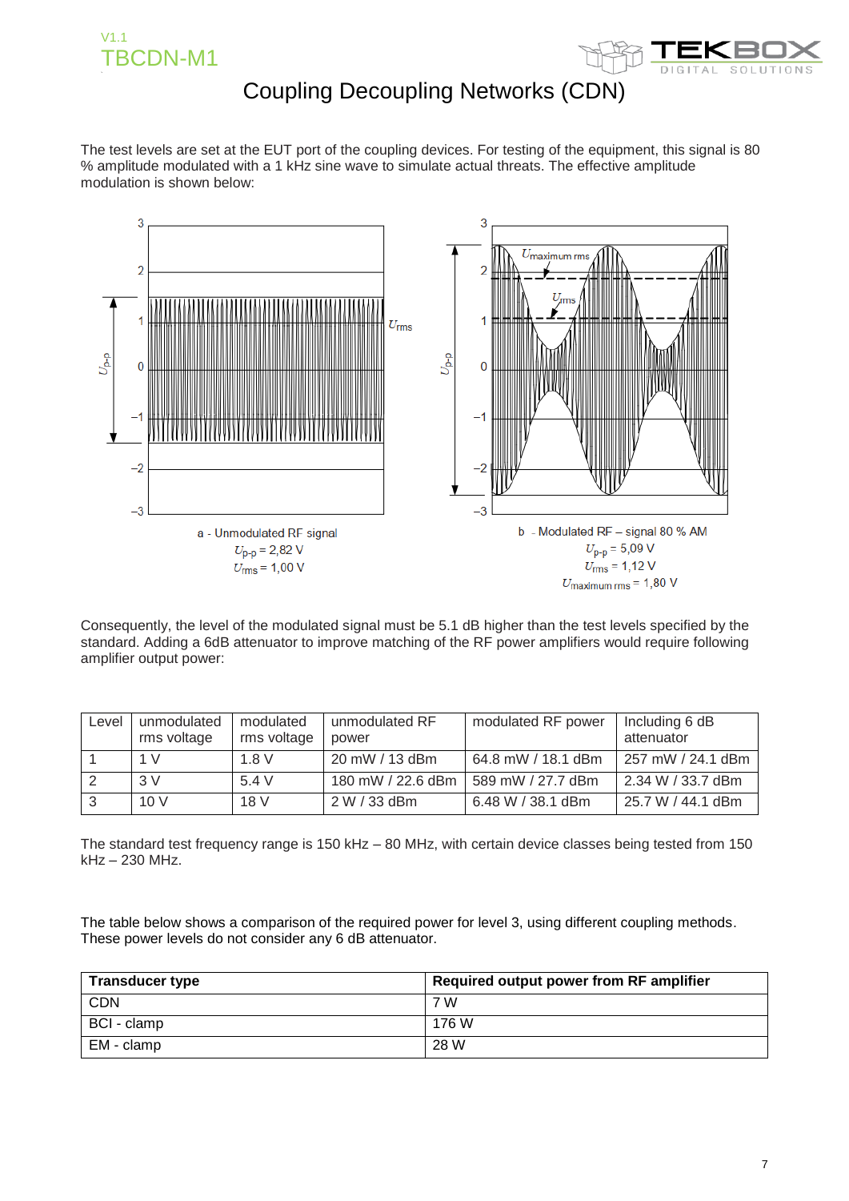# Coupling Decoupling Networks (CDN)

The test levels are set at the EUT port of the coupling devices. For testing of the equipment, this signal is 80 % amplitude modulated with a 1 kHz sine wave to simulate actual threats. The effective amplitude modulation is shown below:

a - Unmodulated RF signal
$U_{p\text{-}p}$ = 2,82 V
$U_{rms}$ = 1,00 V

b - Modulated RF – signal 80 % AM
$U_{p\text{-}p}$ = 5,09 V
$U_{rms}$ = 1,12 V
$U_{maximum\ rms}$ = 1,80 V

Consequently, the level of the modulated signal must be 5.1 dB higher than the test levels specified by the standard. Adding a 6dB attenuator to improve matching of the RF power amplifiers would require following amplifier output power:

| Level | unmodulated rms voltage | modulated rms voltage | unmodulated RF power | modulated RF power | Including 6 dB attenuator |
|---|---|---|---|---|---|
| 1 | 1 V | 1.8 V | 20 mW / 13 dBm | 64.8 mW / 18.1 dBm | 257 mW / 24.1 dBm |
| 2 | 3 V | 5.4 V | 180 mW / 22.6 dBm | 589 mW / 27.7 dBm | 2.34 W / 33.7 dBm |
| 3 | 10 V | 18 V | 2 W / 33 dBm | 6.48 W / 38.1 dBm | 25.7 W / 44.1 dBm |

The standard test frequency range is 150 kHz – 80 MHz, with certain device classes being tested from 150 kHz – 230 MHz.

The table below shows a comparison of the required power for level 3, using different coupling methods. These power levels do not consider any 6 dB attenuator.

| **Transducer type** | **Required output power from RF amplifier** |
|---|---|
| CDN | 7 W |
| BCI - clamp | 176 W |
| EM - clamp | 28 W |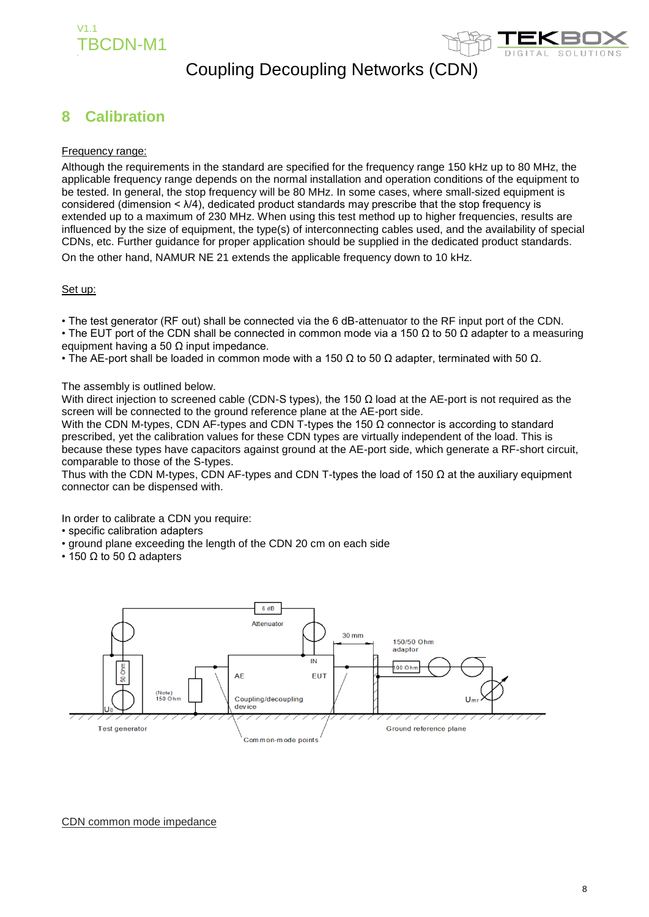# 8 Calibration

Frequency range:

Although the requirements in the standard are specified for the frequency range 150 kHz up to 80 MHz, the applicable frequency range depends on the normal installation and operation conditions of the equipment to be tested. In general, the stop frequency will be 80 MHz. In some cases, where small-sized equipment is considered (dimension < λ/4), dedicated product standards may prescribe that the stop frequency is extended up to a maximum of 230 MHz. When using this test method up to higher frequencies, results are influenced by the size of equipment, the type(s) of interconnecting cables used, and the availability of special CDNs, etc. Further guidance for proper application should be supplied in the dedicated product standards.

On the other hand, NAMUR NE 21 extends the applicable frequency down to 10 kHz.

Set up:

- The test generator (RF out) shall be connected via the 6 dB-attenuator to the RF input port of the CDN.
- The EUT port of the CDN shall be connected in common mode via a 150 Ω to 50 Ω adapter to a measuring equipment having a 50 Ω input impedance.
- The AE-port shall be loaded in common mode with a 150 Ω to 50 Ω adapter, terminated with 50 Ω.

The assembly is outlined below.

With direct injection to screened cable (CDN-S types), the 150 Ω load at the AE-port is not required as the screen will be connected to the ground reference plane at the AE-port side.

With the CDN M-types, CDN AF-types and CDN T-types the 150 Ω connector is according to standard prescribed, yet the calibration values for these CDN types are virtually independent of the load. This is because these types have capacitors against ground at the AE-port side, which generate a RF-short circuit, comparable to those of the S-types.

Thus with the CDN M-types, CDN AF-types and CDN T-types the load of 150 Ω at the auxiliary equipment connector can be dispensed with.

In order to calibrate a CDN you require:

- specific calibration adapters
- ground plane exceeding the length of the CDN 20 cm on each side
- 150 Ω to 50 Ω adapters

CDN common mode impedance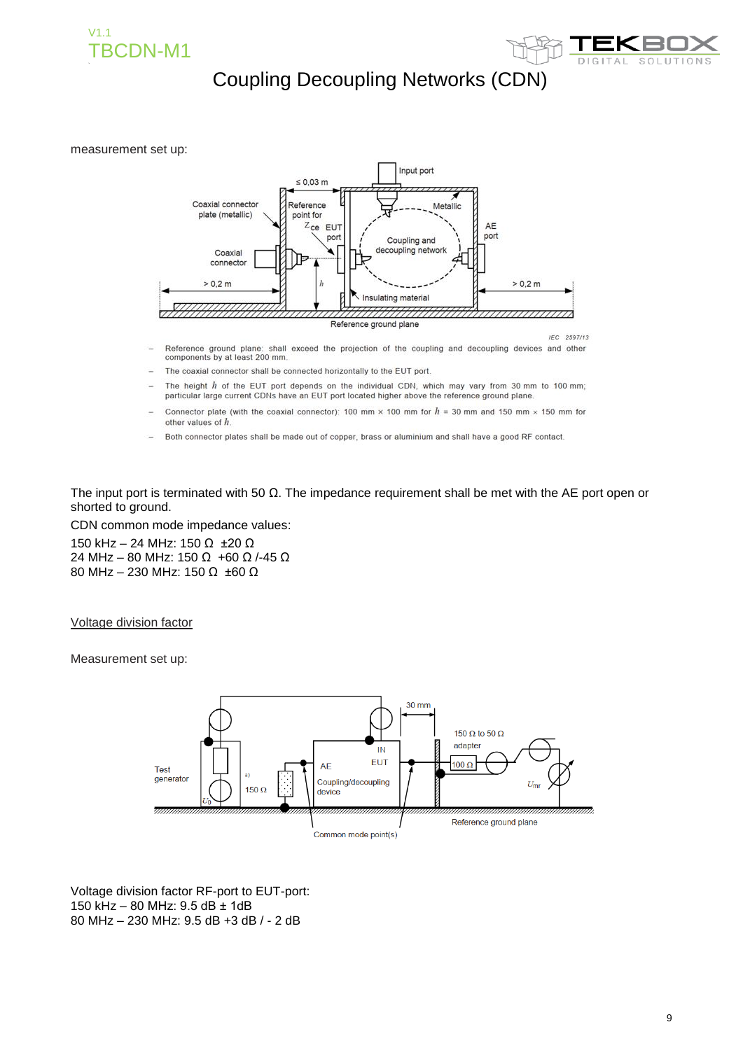# Coupling Decoupling Networks (CDN)

measurement set up:

- Reference ground plane: shall exceed the projection of the coupling and decoupling devices and other components by at least 200 mm.
- The coaxial connector shall be connected horizontally to the EUT port.
- The height $h$ of the EUT port depends on the individual CDN, which may vary from 30 mm to 100 mm; particular large current CDNs have an EUT port located higher above the reference ground plane.
- Connector plate (with the coaxial connector): 100 mm × 100 mm for $h$ = 30 mm and 150 mm × 150 mm for other values of $h$.
- Both connector plates shall be made out of copper, brass or aluminium and shall have a good RF contact.

The input port is terminated with 50 Ω. The impedance requirement shall be met with the AE port open or shorted to ground.

CDN common mode impedance values:

150 kHz – 24 MHz: 150 Ω ±20 Ω
24 MHz – 80 MHz: 150 Ω +60 Ω /-45 Ω
80 MHz – 230 MHz: 150 Ω ±60 Ω

Voltage division factor

Measurement set up:

Voltage division factor RF-port to EUT-port:
150 kHz – 80 MHz: 9.5 dB ± 1dB
80 MHz – 230 MHz: 9.5 dB +3 dB / - 2 dB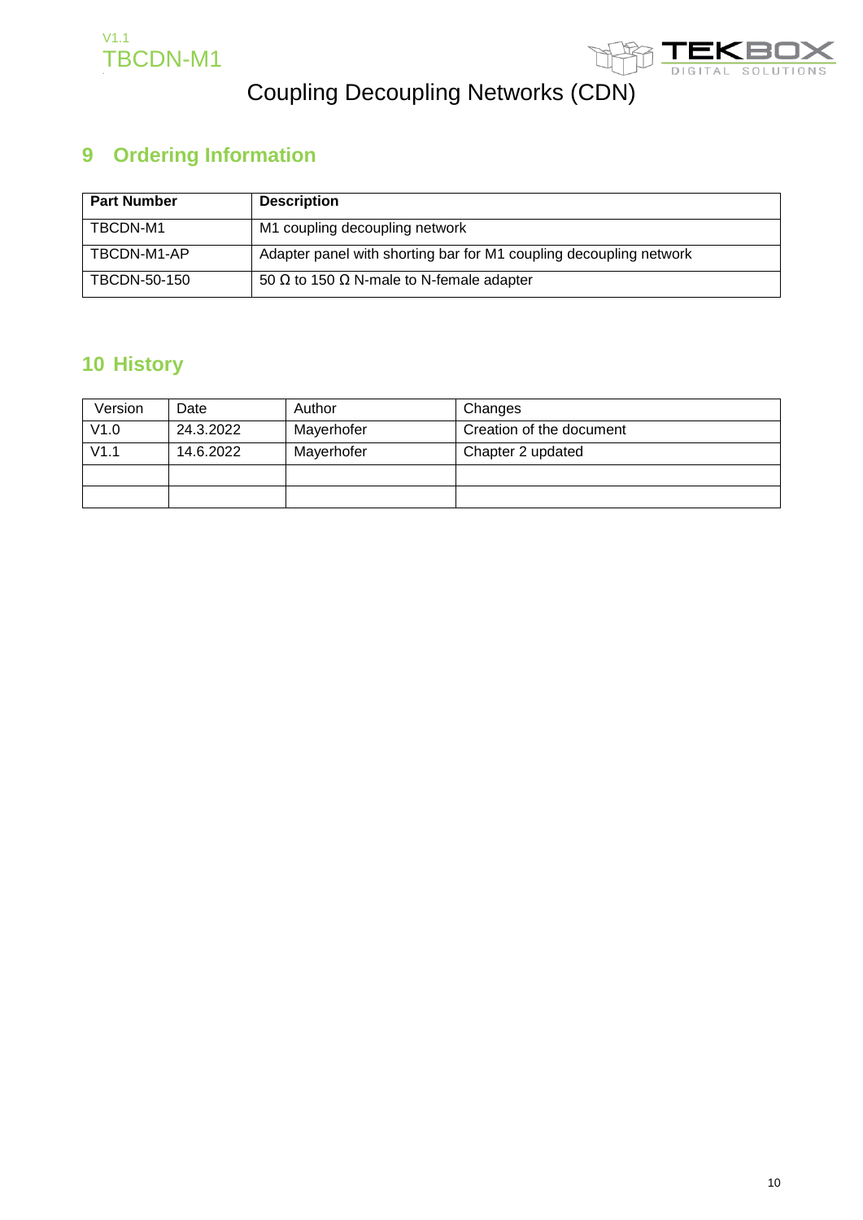## 9 Ordering Information

| Part Number | Description |
|---|---|
| TBCDN-M1 | M1 coupling decoupling network |
| TBCDN-M1-AP | Adapter panel with shorting bar for M1 coupling decoupling network |
| TBCDN-50-150 | 50 Ω to 150 Ω N-male to N-female adapter |

## 10 History

| Version | Date | Author | Changes |
|---|---|---|---|
| V1.0 | 24.3.2022 | Mayerhofer | Creation of the document |
| V1.1 | 14.6.2022 | Mayerhofer | Chapter 2 updated |
| | | | |
| | | | |